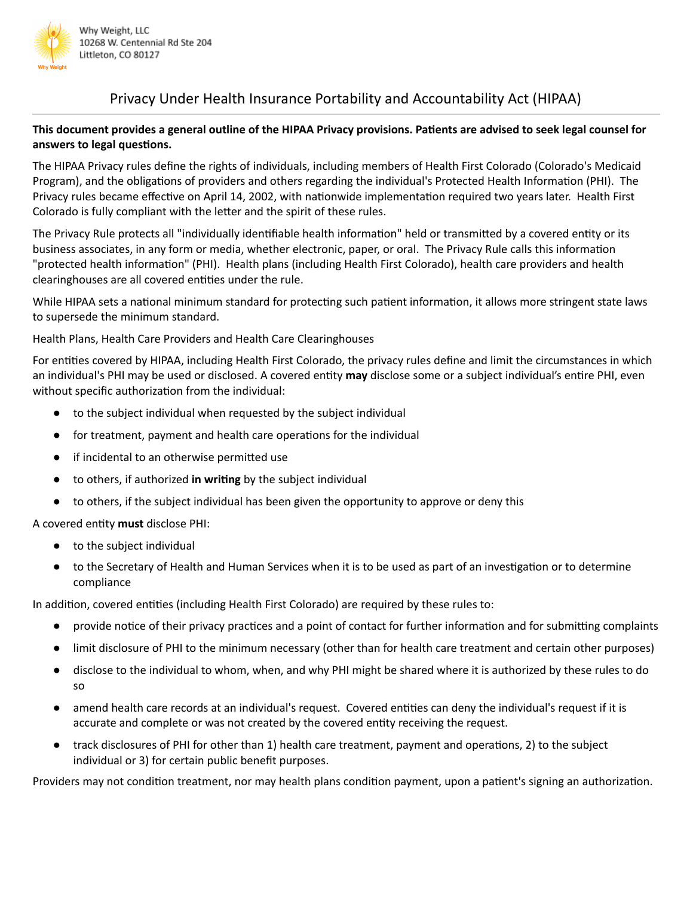Why Weight, LLC
10268 W. Centennial Rd Ste 204
Littleton, CO 80127

# Privacy Under Health Insurance Portability and Accountability Act (HIPAA)

**This document provides a general outline of the HIPAA Privacy provisions. Patients are advised to seek legal counsel for answers to legal questions.**

The HIPAA Privacy rules define the rights of individuals, including members of Health First Colorado (Colorado's Medicaid Program), and the obligations of providers and others regarding the individual's Protected Health Information (PHI). The Privacy rules became effective on April 14, 2002, with nationwide implementation required two years later. Health First Colorado is fully compliant with the letter and the spirit of these rules.

The Privacy Rule protects all "individually identifiable health information" held or transmitted by a covered entity or its business associates, in any form or media, whether electronic, paper, or oral. The Privacy Rule calls this information "protected health information" (PHI). Health plans (including Health First Colorado), health care providers and health clearinghouses are all covered entities under the rule.

While HIPAA sets a national minimum standard for protecting such patient information, it allows more stringent state laws to supersede the minimum standard.

Health Plans, Health Care Providers and Health Care Clearinghouses

For entities covered by HIPAA, including Health First Colorado, the privacy rules define and limit the circumstances in which an individual's PHI may be used or disclosed. A covered entity **may** disclose some or a subject individual's entire PHI, even without specific authorization from the individual:

- to the subject individual when requested by the subject individual
- for treatment, payment and health care operations for the individual
- if incidental to an otherwise permitted use
- to others, if authorized **in writing** by the subject individual
- to others, if the subject individual has been given the opportunity to approve or deny this

A covered entity **must** disclose PHI:

- to the subject individual
- to the Secretary of Health and Human Services when it is to be used as part of an investigation or to determine compliance

In addition, covered entities (including Health First Colorado) are required by these rules to:

- provide notice of their privacy practices and a point of contact for further information and for submitting complaints
- limit disclosure of PHI to the minimum necessary (other than for health care treatment and certain other purposes)
- disclose to the individual to whom, when, and why PHI might be shared where it is authorized by these rules to do so
- amend health care records at an individual's request. Covered entities can deny the individual's request if it is accurate and complete or was not created by the covered entity receiving the request.
- track disclosures of PHI for other than 1) health care treatment, payment and operations, 2) to the subject individual or 3) for certain public benefit purposes.

Providers may not condition treatment, nor may health plans condition payment, upon a patient's signing an authorization.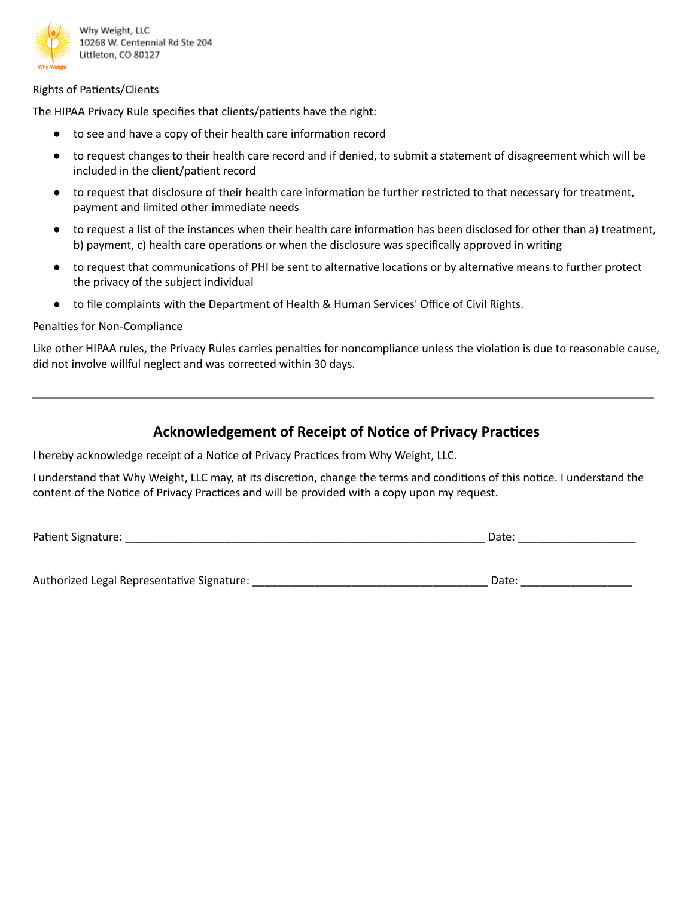Why Weight, LLC
10268 W. Centennial Rd Ste 204
Littleton, CO 80127

Rights of Patients/Clients

The HIPAA Privacy Rule specifies that clients/patients have the right:

- to see and have a copy of their health care information record
- to request changes to their health care record and if denied, to submit a statement of disagreement which will be included in the client/patient record
- to request that disclosure of their health care information be further restricted to that necessary for treatment, payment and limited other immediate needs
- to request a list of the instances when their health care information has been disclosed for other than a) treatment, b) payment, c) health care operations or when the disclosure was specifically approved in writing
- to request that communications of PHI be sent to alternative locations or by alternative means to further protect the privacy of the subject individual
- to file complaints with the Department of Health & Human Services' Office of Civil Rights.

Penalties for Non-Compliance

Like other HIPAA rules, the Privacy Rules carries penalties for noncompliance unless the violation is due to reasonable cause, did not involve willful neglect and was corrected within 30 days.

---

## Acknowledgement of Receipt of Notice of Privacy Practices

I hereby acknowledge receipt of a Notice of Privacy Practices from Why Weight, LLC.

I understand that Why Weight, LLC may, at its discretion, change the terms and conditions of this notice. I understand the content of the Notice of Privacy Practices and will be provided with a copy upon my request.

Patient Signature: ____________________________________________________________ Date: ____________________

Authorized Legal Representative Signature: _______________________________________ Date: ___________________